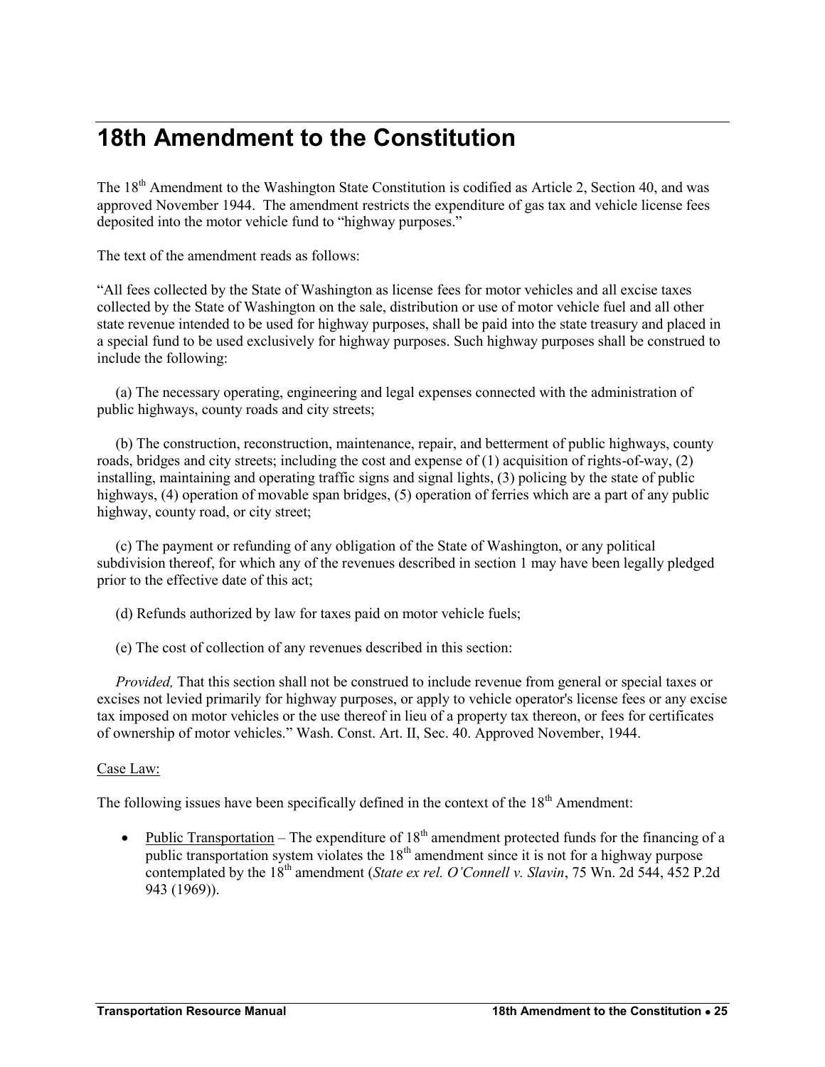# 18th Amendment to the Constitution

The 18th Amendment to the Washington State Constitution is codified as Article 2, Section 40, and was approved November 1944. The amendment restricts the expenditure of gas tax and vehicle license fees deposited into the motor vehicle fund to "highway purposes."

The text of the amendment reads as follows:

"All fees collected by the State of Washington as license fees for motor vehicles and all excise taxes collected by the State of Washington on the sale, distribution or use of motor vehicle fuel and all other state revenue intended to be used for highway purposes, shall be paid into the state treasury and placed in a special fund to be used exclusively for highway purposes. Such highway purposes shall be construed to include the following:

(a) The necessary operating, engineering and legal expenses connected with the administration of public highways, county roads and city streets;

(b) The construction, reconstruction, maintenance, repair, and betterment of public highways, county roads, bridges and city streets; including the cost and expense of (1) acquisition of rights-of-way, (2) installing, maintaining and operating traffic signs and signal lights, (3) policing by the state of public highways, (4) operation of movable span bridges, (5) operation of ferries which are a part of any public highway, county road, or city street;

(c) The payment or refunding of any obligation of the State of Washington, or any political subdivision thereof, for which any of the revenues described in section 1 may have been legally pledged prior to the effective date of this act;

(d) Refunds authorized by law for taxes paid on motor vehicle fuels;

(e) The cost of collection of any revenues described in this section:

*Provided,* That this section shall not be construed to include revenue from general or special taxes or excises not levied primarily for highway purposes, or apply to vehicle operator's license fees or any excise tax imposed on motor vehicles or the use thereof in lieu of a property tax thereon, or fees for certificates of ownership of motor vehicles." Wash. Const. Art. II, Sec. 40. Approved November, 1944.

Case Law:

The following issues have been specifically defined in the context of the 18th Amendment:

- Public Transportation – The expenditure of 18th amendment protected funds for the financing of a public transportation system violates the 18th amendment since it is not for a highway purpose contemplated by the 18th amendment (*State ex rel. O'Connell v. Slavin*, 75 Wn. 2d 544, 452 P.2d 943 (1969)).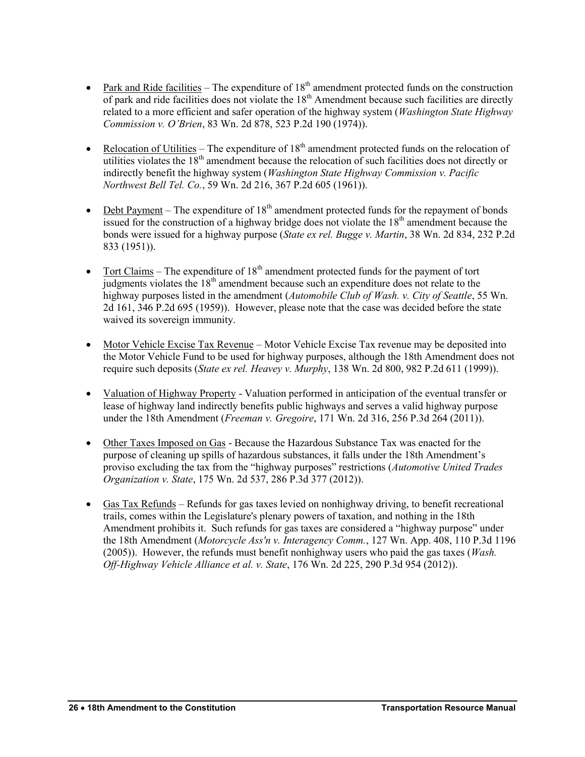- Park and Ride facilities – The expenditure of 18th amendment protected funds on the construction of park and ride facilities does not violate the 18th Amendment because such facilities are directly related to a more efficient and safer operation of the highway system (*Washington State Highway Commission v. O'Brien*, 83 Wn. 2d 878, 523 P.2d 190 (1974)).

- Relocation of Utilities – The expenditure of 18th amendment protected funds on the relocation of utilities violates the 18th amendment because the relocation of such facilities does not directly or indirectly benefit the highway system (*Washington State Highway Commission v. Pacific Northwest Bell Tel. Co.*, 59 Wn. 2d 216, 367 P.2d 605 (1961)).

- Debt Payment – The expenditure of 18th amendment protected funds for the repayment of bonds issued for the construction of a highway bridge does not violate the 18th amendment because the bonds were issued for a highway purpose (*State ex rel. Bugge v. Martin*, 38 Wn. 2d 834, 232 P.2d 833 (1951)).

- Tort Claims – The expenditure of 18th amendment protected funds for the payment of tort judgments violates the 18th amendment because such an expenditure does not relate to the highway purposes listed in the amendment (*Automobile Club of Wash. v. City of Seattle*, 55 Wn. 2d 161, 346 P.2d 695 (1959)). However, please note that the case was decided before the state waived its sovereign immunity.

- Motor Vehicle Excise Tax Revenue – Motor Vehicle Excise Tax revenue may be deposited into the Motor Vehicle Fund to be used for highway purposes, although the 18th Amendment does not require such deposits (*State ex rel. Heavey v. Murphy*, 138 Wn. 2d 800, 982 P.2d 611 (1999)).

- Valuation of Highway Property - Valuation performed in anticipation of the eventual transfer or lease of highway land indirectly benefits public highways and serves a valid highway purpose under the 18th Amendment (*Freeman v. Gregoire*, 171 Wn. 2d 316, 256 P.3d 264 (2011)).

- Other Taxes Imposed on Gas - Because the Hazardous Substance Tax was enacted for the purpose of cleaning up spills of hazardous substances, it falls under the 18th Amendment's proviso excluding the tax from the "highway purposes" restrictions (*Automotive United Trades Organization v. State*, 175 Wn. 2d 537, 286 P.3d 377 (2012)).

- Gas Tax Refunds – Refunds for gas taxes levied on nonhighway driving, to benefit recreational trails, comes within the Legislature's plenary powers of taxation, and nothing in the 18th Amendment prohibits it. Such refunds for gas taxes are considered a "highway purpose" under the 18th Amendment (*Motorcycle Ass'n v. Interagency Comm.*, 127 Wn. App. 408, 110 P.3d 1196 (2005)). However, the refunds must benefit nonhighway users who paid the gas taxes (*Wash. Off-Highway Vehicle Alliance et al. v. State*, 176 Wn. 2d 225, 290 P.3d 954 (2012)).